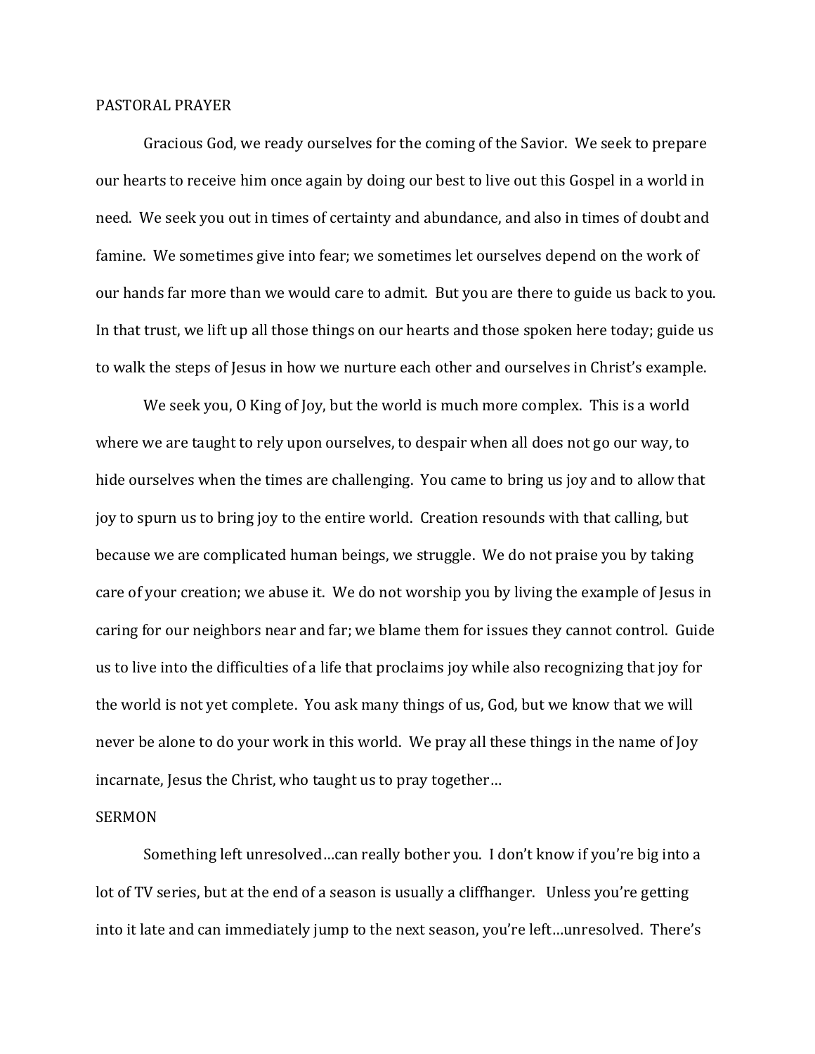PASTORAL PRAYER

Gracious God, we ready ourselves for the coming of the Savior. We seek to prepare our hearts to receive him once again by doing our best to live out this Gospel in a world in need. We seek you out in times of certainty and abundance, and also in times of doubt and famine. We sometimes give into fear; we sometimes let ourselves depend on the work of our hands far more than we would care to admit. But you are there to guide us back to you. In that trust, we lift up all those things on our hearts and those spoken here today; guide us to walk the steps of Jesus in how we nurture each other and ourselves in Christ's example.

We seek you, O King of Joy, but the world is much more complex. This is a world where we are taught to rely upon ourselves, to despair when all does not go our way, to hide ourselves when the times are challenging. You came to bring us joy and to allow that joy to spurn us to bring joy to the entire world. Creation resounds with that calling, but because we are complicated human beings, we struggle. We do not praise you by taking care of your creation; we abuse it. We do not worship you by living the example of Jesus in caring for our neighbors near and far; we blame them for issues they cannot control. Guide us to live into the difficulties of a life that proclaims joy while also recognizing that joy for the world is not yet complete. You ask many things of us, God, but we know that we will never be alone to do your work in this world. We pray all these things in the name of Joy incarnate, Jesus the Christ, who taught us to pray together…

SERMON

Something left unresolved…can really bother you. I don't know if you're big into a lot of TV series, but at the end of a season is usually a cliffhanger. Unless you're getting into it late and can immediately jump to the next season, you're left…unresolved. There's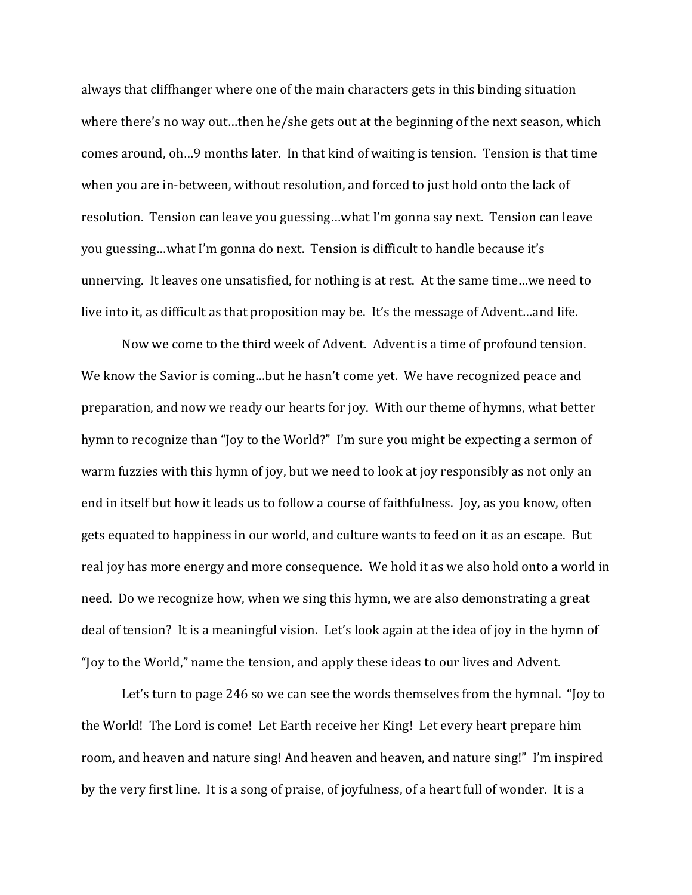always that cliffhanger where one of the main characters gets in this binding situation where there's no way out…then he/she gets out at the beginning of the next season, which comes around, oh…9 months later. In that kind of waiting is tension. Tension is that time when you are in-between, without resolution, and forced to just hold onto the lack of resolution. Tension can leave you guessing…what I'm gonna say next. Tension can leave you guessing…what I'm gonna do next. Tension is difficult to handle because it's unnerving. It leaves one unsatisfied, for nothing is at rest. At the same time…we need to live into it, as difficult as that proposition may be. It's the message of Advent…and life.

Now we come to the third week of Advent. Advent is a time of profound tension. We know the Savior is coming…but he hasn't come yet. We have recognized peace and preparation, and now we ready our hearts for joy. With our theme of hymns, what better hymn to recognize than "Joy to the World?" I'm sure you might be expecting a sermon of warm fuzzies with this hymn of joy, but we need to look at joy responsibly as not only an end in itself but how it leads us to follow a course of faithfulness. Joy, as you know, often gets equated to happiness in our world, and culture wants to feed on it as an escape. But real joy has more energy and more consequence. We hold it as we also hold onto a world in need. Do we recognize how, when we sing this hymn, we are also demonstrating a great deal of tension? It is a meaningful vision. Let's look again at the idea of joy in the hymn of "Joy to the World," name the tension, and apply these ideas to our lives and Advent.

Let's turn to page 246 so we can see the words themselves from the hymnal. "Joy to the World! The Lord is come! Let Earth receive her King! Let every heart prepare him room, and heaven and nature sing! And heaven and heaven, and nature sing!" I'm inspired by the very first line. It is a song of praise, of joyfulness, of a heart full of wonder. It is a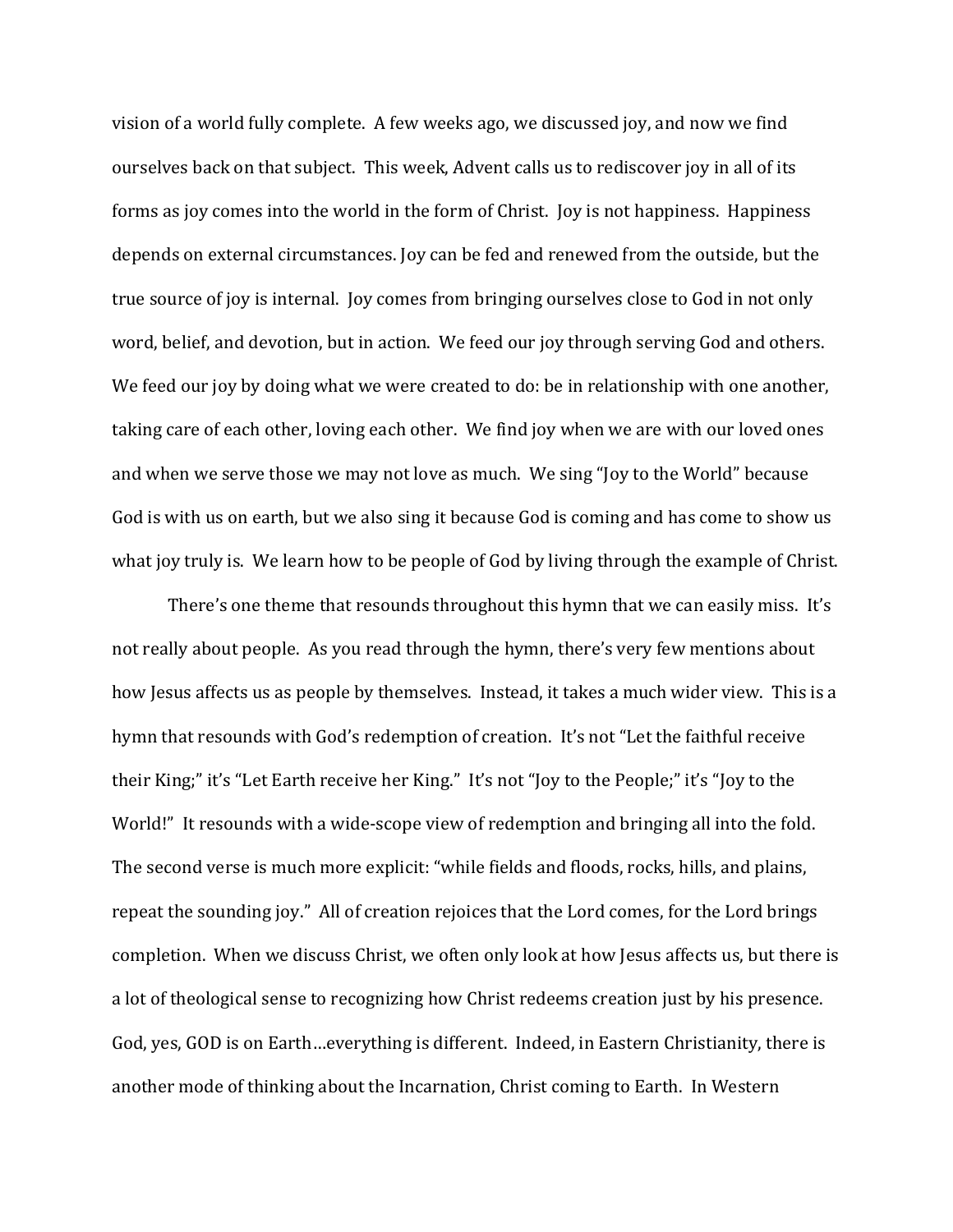vision of a world fully complete. A few weeks ago, we discussed joy, and now we find ourselves back on that subject. This week, Advent calls us to rediscover joy in all of its forms as joy comes into the world in the form of Christ. Joy is not happiness. Happiness depends on external circumstances. Joy can be fed and renewed from the outside, but the true source of joy is internal. Joy comes from bringing ourselves close to God in not only word, belief, and devotion, but in action. We feed our joy through serving God and others. We feed our joy by doing what we were created to do: be in relationship with one another, taking care of each other, loving each other. We find joy when we are with our loved ones and when we serve those we may not love as much. We sing "Joy to the World" because God is with us on earth, but we also sing it because God is coming and has come to show us what joy truly is. We learn how to be people of God by living through the example of Christ.

There's one theme that resounds throughout this hymn that we can easily miss. It's not really about people. As you read through the hymn, there's very few mentions about how Jesus affects us as people by themselves. Instead, it takes a much wider view. This is a hymn that resounds with God's redemption of creation. It's not "Let the faithful receive their King;" it's "Let Earth receive her King." It's not "Joy to the People;" it's "Joy to the World!" It resounds with a wide-scope view of redemption and bringing all into the fold. The second verse is much more explicit: "while fields and floods, rocks, hills, and plains, repeat the sounding joy." All of creation rejoices that the Lord comes, for the Lord brings completion. When we discuss Christ, we often only look at how Jesus affects us, but there is a lot of theological sense to recognizing how Christ redeems creation just by his presence. God, yes, GOD is on Earth…everything is different. Indeed, in Eastern Christianity, there is another mode of thinking about the Incarnation, Christ coming to Earth. In Western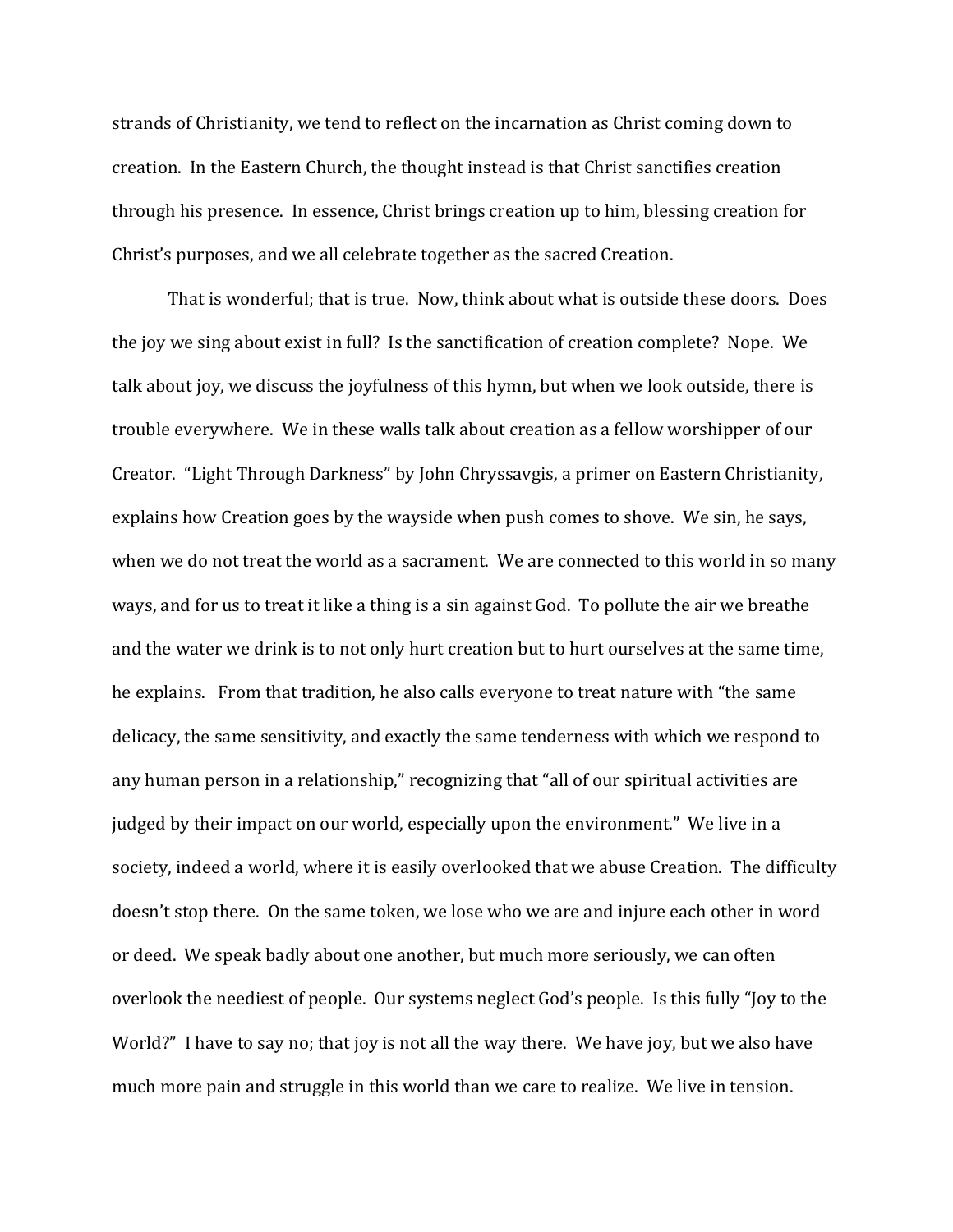strands of Christianity, we tend to reflect on the incarnation as Christ coming down to creation. In the Eastern Church, the thought instead is that Christ sanctifies creation through his presence. In essence, Christ brings creation up to him, blessing creation for Christ's purposes, and we all celebrate together as the sacred Creation.

That is wonderful; that is true. Now, think about what is outside these doors. Does the joy we sing about exist in full? Is the sanctification of creation complete? Nope. We talk about joy, we discuss the joyfulness of this hymn, but when we look outside, there is trouble everywhere. We in these walls talk about creation as a fellow worshipper of our Creator. "Light Through Darkness" by John Chryssavgis, a primer on Eastern Christianity, explains how Creation goes by the wayside when push comes to shove. We sin, he says, when we do not treat the world as a sacrament. We are connected to this world in so many ways, and for us to treat it like a thing is a sin against God. To pollute the air we breathe and the water we drink is to not only hurt creation but to hurt ourselves at the same time, he explains. From that tradition, he also calls everyone to treat nature with "the same delicacy, the same sensitivity, and exactly the same tenderness with which we respond to any human person in a relationship," recognizing that "all of our spiritual activities are judged by their impact on our world, especially upon the environment." We live in a society, indeed a world, where it is easily overlooked that we abuse Creation. The difficulty doesn't stop there. On the same token, we lose who we are and injure each other in word or deed. We speak badly about one another, but much more seriously, we can often overlook the neediest of people. Our systems neglect God's people. Is this fully "Joy to the World?" I have to say no; that joy is not all the way there. We have joy, but we also have much more pain and struggle in this world than we care to realize. We live in tension.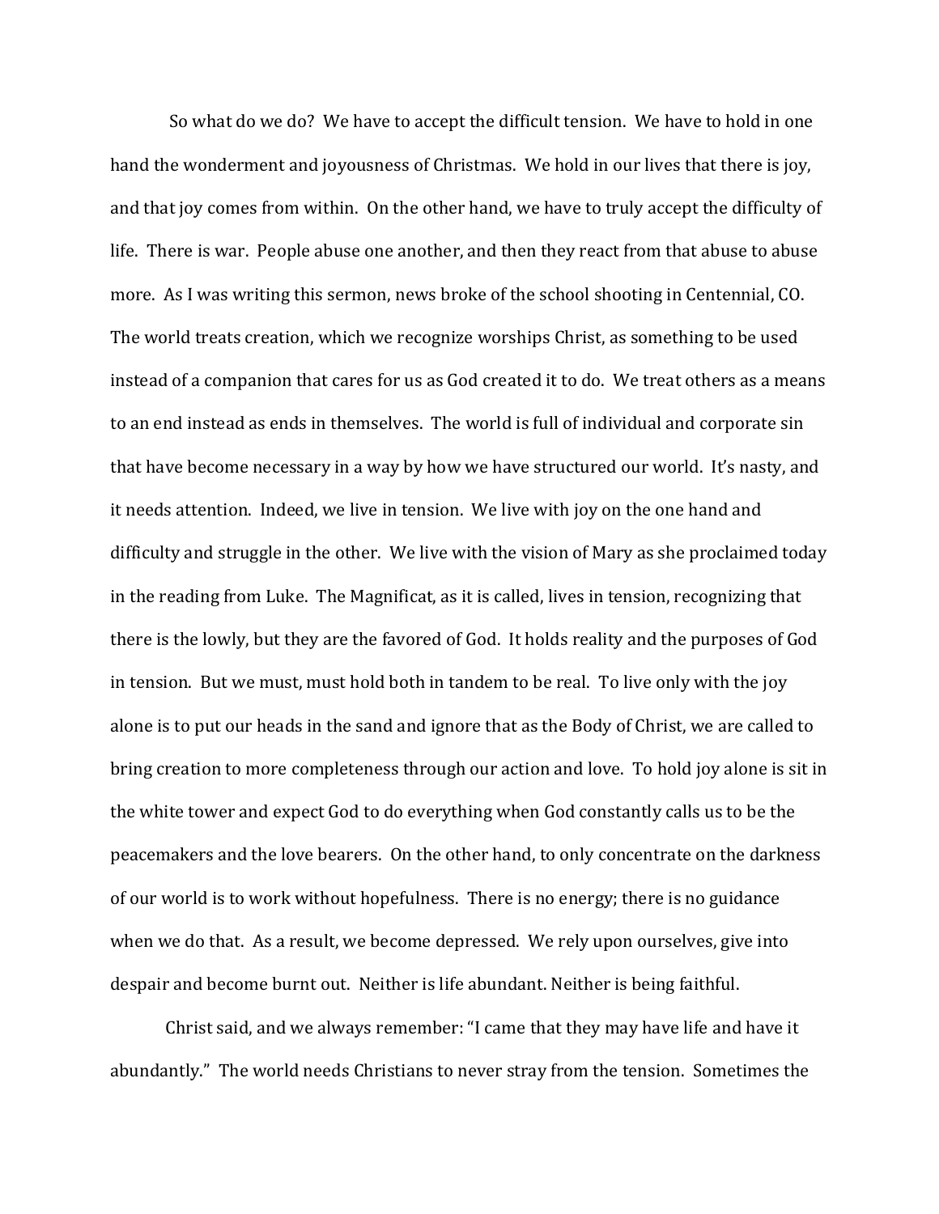So what do we do? We have to accept the difficult tension. We have to hold in one hand the wonderment and joyousness of Christmas. We hold in our lives that there is joy, and that joy comes from within. On the other hand, we have to truly accept the difficulty of life. There is war. People abuse one another, and then they react from that abuse to abuse more. As I was writing this sermon, news broke of the school shooting in Centennial, CO. The world treats creation, which we recognize worships Christ, as something to be used instead of a companion that cares for us as God created it to do. We treat others as a means to an end instead as ends in themselves. The world is full of individual and corporate sin that have become necessary in a way by how we have structured our world. It's nasty, and it needs attention. Indeed, we live in tension. We live with joy on the one hand and difficulty and struggle in the other. We live with the vision of Mary as she proclaimed today in the reading from Luke. The Magnificat, as it is called, lives in tension, recognizing that there is the lowly, but they are the favored of God. It holds reality and the purposes of God in tension. But we must, must hold both in tandem to be real. To live only with the joy alone is to put our heads in the sand and ignore that as the Body of Christ, we are called to bring creation to more completeness through our action and love. To hold joy alone is sit in the white tower and expect God to do everything when God constantly calls us to be the peacemakers and the love bearers. On the other hand, to only concentrate on the darkness of our world is to work without hopefulness. There is no energy; there is no guidance when we do that. As a result, we become depressed. We rely upon ourselves, give into despair and become burnt out. Neither is life abundant. Neither is being faithful.

Christ said, and we always remember: "I came that they may have life and have it abundantly." The world needs Christians to never stray from the tension. Sometimes the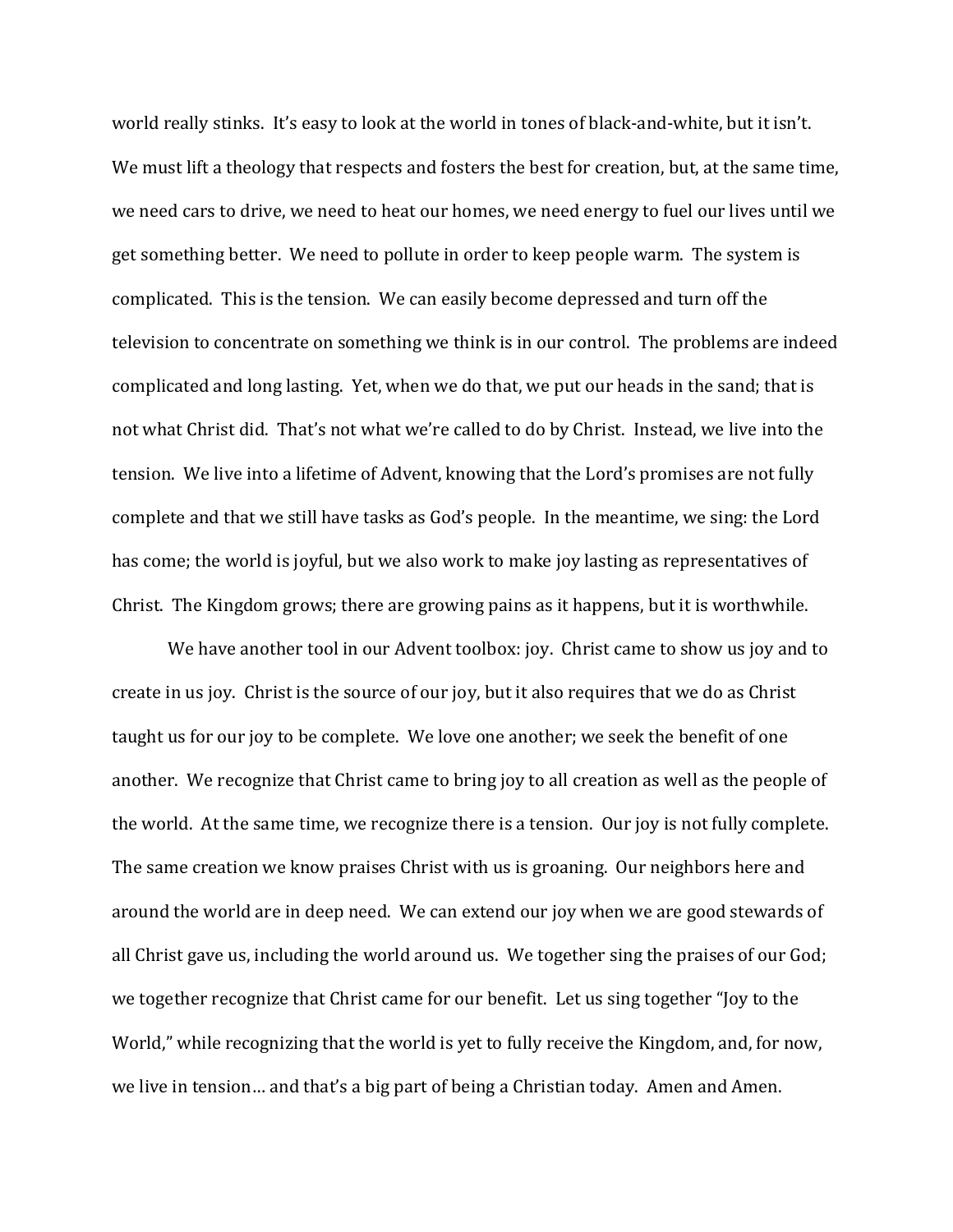world really stinks. It's easy to look at the world in tones of black-and-white, but it isn't. We must lift a theology that respects and fosters the best for creation, but, at the same time, we need cars to drive, we need to heat our homes, we need energy to fuel our lives until we get something better. We need to pollute in order to keep people warm. The system is complicated. This is the tension. We can easily become depressed and turn off the television to concentrate on something we think is in our control. The problems are indeed complicated and long lasting. Yet, when we do that, we put our heads in the sand; that is not what Christ did. That's not what we're called to do by Christ. Instead, we live into the tension. We live into a lifetime of Advent, knowing that the Lord's promises are not fully complete and that we still have tasks as God's people. In the meantime, we sing: the Lord has come; the world is joyful, but we also work to make joy lasting as representatives of Christ. The Kingdom grows; there are growing pains as it happens, but it is worthwhile.

We have another tool in our Advent toolbox: joy. Christ came to show us joy and to create in us joy. Christ is the source of our joy, but it also requires that we do as Christ taught us for our joy to be complete. We love one another; we seek the benefit of one another. We recognize that Christ came to bring joy to all creation as well as the people of the world. At the same time, we recognize there is a tension. Our joy is not fully complete. The same creation we know praises Christ with us is groaning. Our neighbors here and around the world are in deep need. We can extend our joy when we are good stewards of all Christ gave us, including the world around us. We together sing the praises of our God; we together recognize that Christ came for our benefit. Let us sing together "Joy to the World," while recognizing that the world is yet to fully receive the Kingdom, and, for now, we live in tension… and that's a big part of being a Christian today. Amen and Amen.